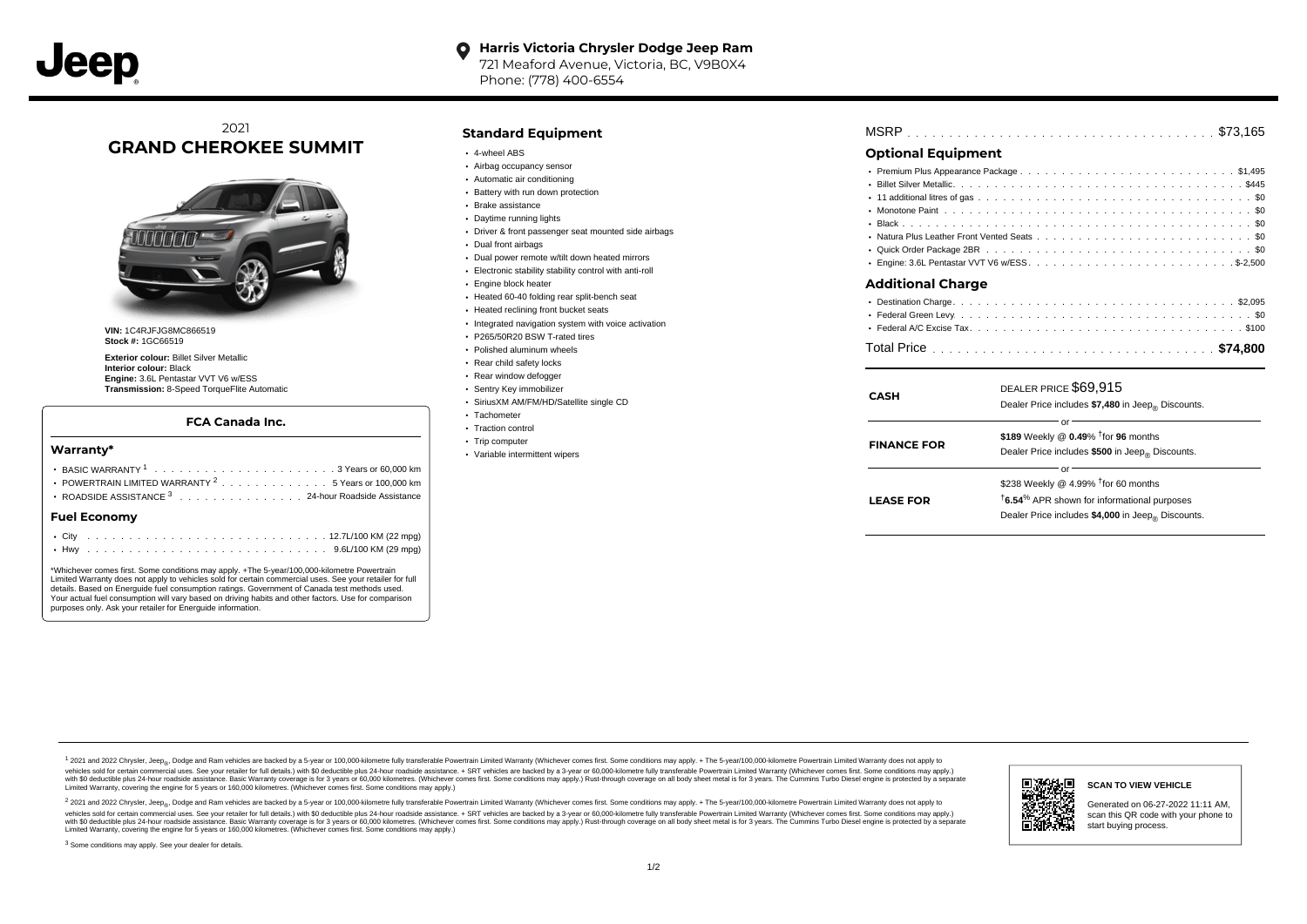**Harris Victoria Chrysler Dodge Jeep Ram**
721 Meaford Avenue, Victoria, BC, V9B0X4
Phone: (778) 400-6554

2021
# GRAND CHEROKEE SUMMIT

**VIN:** 1C4RJFJG8MC866519
**Stock #:** 1GC66519

**Exterior colour:** Billet Silver Metallic
**Interior colour:** Black
**Engine:** 3.6L Pentastar VVT V6 w/ESS
**Transmission:** 8-Speed TorqueFlite Automatic

### FCA Canada Inc.

#### Warranty*

- BASIC WARRANTY [1] . . . . . . . . . . . . . . . . . . . . . 3 Years or 60,000 km
- POWERTRAIN LIMITED WARRANTY [2] . . . . . . . . . . . . 5 Years or 100,000 km
- ROADSIDE ASSISTANCE [3] . . . . . . . . . . . . . . 24-hour Roadside Assistance

#### Fuel Economy

- City . . . . . . . . . . . . . . . . . . . . . . . . . . . . 12.7L/100 KM (22 mpg)
- Hwy . . . . . . . . . . . . . . . . . . . . . . . . . . . . 9.6L/100 KM (29 mpg)

*Whichever comes first. Some conditions may apply. +The 5-year/100,000-kilometre Powertrain Limited Warranty does not apply to vehicles sold for certain commercial uses. See your retailer for full details. Based on Energuide fuel consumption ratings. Government of Canada test methods used. Your actual fuel consumption will vary based on driving habits and other factors. Use for comparison purposes only. Ask your retailer for Energuide information.

## Standard Equipment

- 4-wheel ABS
- Airbag occupancy sensor
- Automatic air conditioning
- Battery with run down protection
- Brake assistance
- Daytime running lights
- Driver & front passenger seat mounted side airbags
- Dual front airbags
- Dual power remote w/tilt down heated mirrors
- Electronic stability stability control with anti-roll
- Engine block heater
- Heated 60-40 folding rear split-bench seat
- Heated reclining front bucket seats
- Integrated navigation system with voice activation
- P265/50R20 BSW T-rated tires
- Polished aluminum wheels
- Rear child safety locks
- Rear window defogger
- Sentry Key immobilizer
- SiriusXM AM/FM/HD/Satellite single CD
- Tachometer
- Traction control
- Trip computer
- Variable intermittent wipers

MSRP . . . . . . . . . . . . . . . . . . . . . . . . . . . . . . . . . . . . $73,165

## Optional Equipment

- Premium Plus Appearance Package . . . . . . . . . . . . . . . . . . . . . . . . . $1,495
- Billet Silver Metallic . . . . . . . . . . . . . . . . . . . . . . . . . . . . . . . . . $445
- 11 additional litres of gas . . . . . . . . . . . . . . . . . . . . . . . . . . . . . . . $0
- Monotone Paint . . . . . . . . . . . . . . . . . . . . . . . . . . . . . . . . . . . . $0
- Black . . . . . . . . . . . . . . . . . . . . . . . . . . . . . . . . . . . . . . . . . $0
- Natura Plus Leather Front Vented Seats . . . . . . . . . . . . . . . . . . . . . . . . $0
- Quick Order Package 2BR . . . . . . . . . . . . . . . . . . . . . . . . . . . . . . . $0
- Engine: 3.6L Pentastar VVT V6 w/ESS . . . . . . . . . . . . . . . . . . . . . . . $-2,500

## Additional Charge

- Destination Charge . . . . . . . . . . . . . . . . . . . . . . . . . . . . . . . . . $2,095
- Federal Green Levy . . . . . . . . . . . . . . . . . . . . . . . . . . . . . . . . . . $0
- Federal A/C Excise Tax . . . . . . . . . . . . . . . . . . . . . . . . . . . . . . . . $100

Total Price . . . . . . . . . . . . . . . . . . . . . . . . . . . . . . . . . **$74,800**

| | |
|---|---|
| **CASH** | DEALER PRICE $69,915<br>Dealer Price includes **$7,480** in Jeep® Discounts. |
| | or |
| **FINANCE FOR** | **$189** Weekly @ **0.49**% †for **96** months<br>Dealer Price includes **$500** in Jeep® Discounts. |
| | or |
| **LEASE FOR** | $238 Weekly @ 4.99% †for 60 months<br>†**6.54**% APR shown for informational purposes<br>Dealer Price includes **$4,000** in Jeep® Discounts. |

[1] 2021 and 2022 Chrysler, Jeep®, Dodge and Ram vehicles are backed by a 5-year or 100,000-kilometre fully transferable Powertrain Limited Warranty (Whichever comes first. Some conditions may apply. + The 5-year/100,000-kilometre Powertrain Limited Warranty does not apply to vehicles sold for certain commercial uses. See your retailer for full details.) with $0 deductible plus 24-hour roadside assistance. + SRT vehicles are backed by a 3-year or 60,000-kilometre fully transferable Powertrain Limited Warranty (Whichever comes first. Some conditions may apply.) with $0 deductible plus 24-hour roadside assistance. Basic Warranty coverage is for 3 years or 60,000 kilometres. (Whichever comes first. Some conditions may apply.) Rust-through coverage on all body sheet metal is for 3 years. The Cummins Turbo Diesel engine is protected by a separate Limited Warranty, covering the engine for 5 years or 160,000 kilometres. (Whichever comes first. Some conditions may apply.)

[2] 2021 and 2022 Chrysler, Jeep®, Dodge and Ram vehicles are backed by a 5-year or 100,000-kilometre fully transferable Powertrain Limited Warranty (Whichever comes first. Some conditions may apply. + The 5-year/100,000-kilometre Powertrain Limited Warranty does not apply to vehicles sold for certain commercial uses. See your retailer for full details.) with $0 deductible plus 24-hour roadside assistance. + SRT vehicles are backed by a 3-year or 60,000-kilometre fully transferable Powertrain Limited Warranty (Whichever comes first. Some conditions may apply.) with $0 deductible plus 24-hour roadside assistance. Basic Warranty coverage is for 3 years or 60,000 kilometres. (Whichever comes first. Some conditions may apply.) Rust-through coverage on all body sheet metal is for 3 years. The Cummins Turbo Diesel engine is protected by a separate Limited Warranty, covering the engine for 5 years or 160,000 kilometres. (Whichever comes first. Some conditions may apply.)

[3] Some conditions may apply. See your dealer for details.

**SCAN TO VIEW VEHICLE**

Generated on 06-27-2022 11:11 AM, scan this QR code with your phone to start buying process.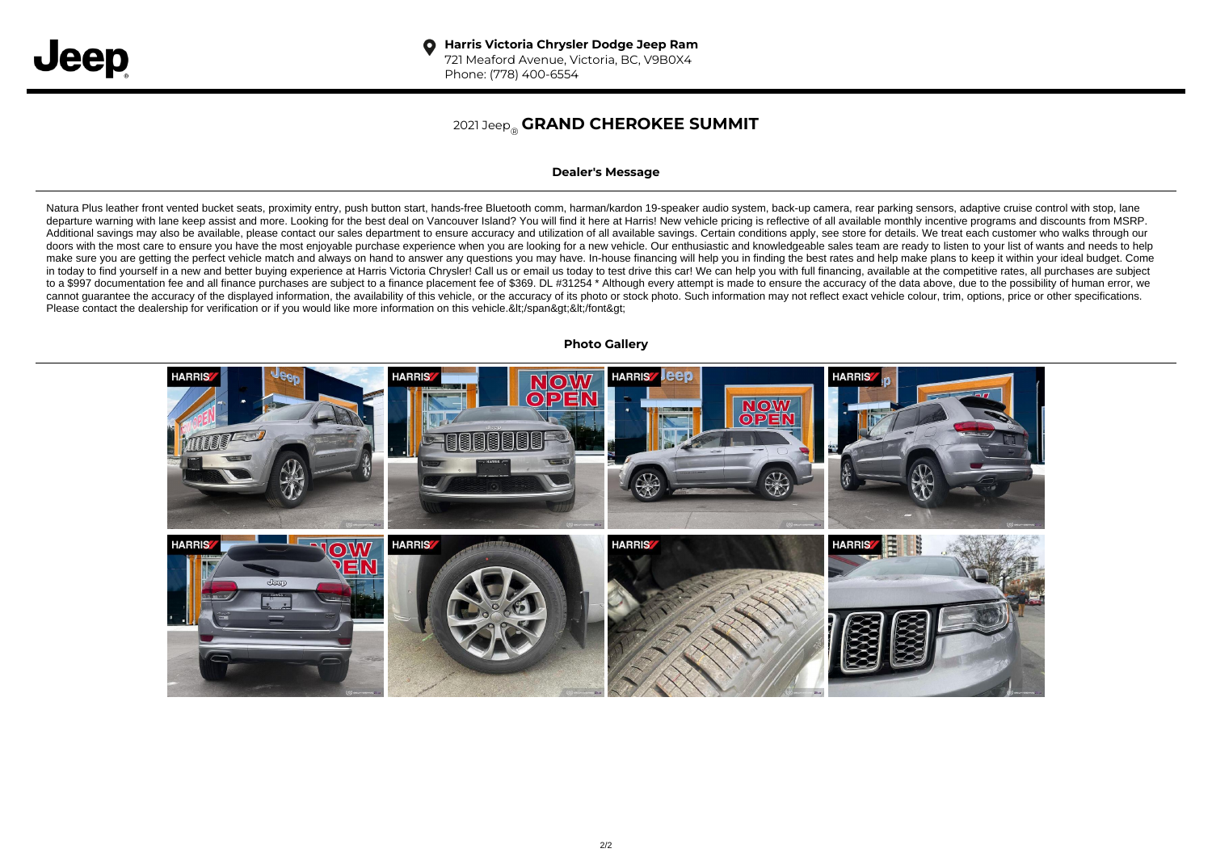Jeep

**Harris Victoria Chrysler Dodge Jeep Ram**
721 Meaford Avenue, Victoria, BC, V9B0X4
Phone: (778) 400-6554

# 2021 Jeep® GRAND CHEROKEE SUMMIT

## Dealer's Message

Natura Plus leather front vented bucket seats, proximity entry, push button start, hands-free Bluetooth comm, harman/kardon 19-speaker audio system, back-up camera, rear parking sensors, adaptive cruise control with stop, lane departure warning with lane keep assist and more. Looking for the best deal on Vancouver Island? You will find it here at Harris! New vehicle pricing is reflective of all available monthly incentive programs and discounts from MSRP. Additional savings may also be available, please contact our sales department to ensure accuracy and utilization of all available savings. Certain conditions apply, see store for details. We treat each customer who walks through our doors with the most care to ensure you have the most enjoyable purchase experience when you are looking for a new vehicle. Our enthusiastic and knowledgeable sales team are ready to listen to your list of wants and needs to help make sure you are getting the perfect vehicle match and always on hand to answer any questions you may have. In-house financing will help you in finding the best rates and help make plans to keep it within your ideal budget. Come in today to find yourself in a new and better buying experience at Harris Victoria Chrysler! Call us or email us today to test drive this car! We can help you with full financing, available at the competitive rates, all purchases are subject to a $997 documentation fee and all finance purchases are subject to a finance placement fee of $369. DL #31254 * Although every attempt is made to ensure the accuracy of the data above, due to the possibility of human error, we cannot guarantee the accuracy of the displayed information, the availability of this vehicle, or the accuracy of its photo or stock photo. Such information may not reflect exact vehicle colour, trim, options, price or other specifications. Please contact the dealership for verification or if you would like more information on this vehicle.&lt;/span&gt;&lt;/font&gt;

## Photo Gallery